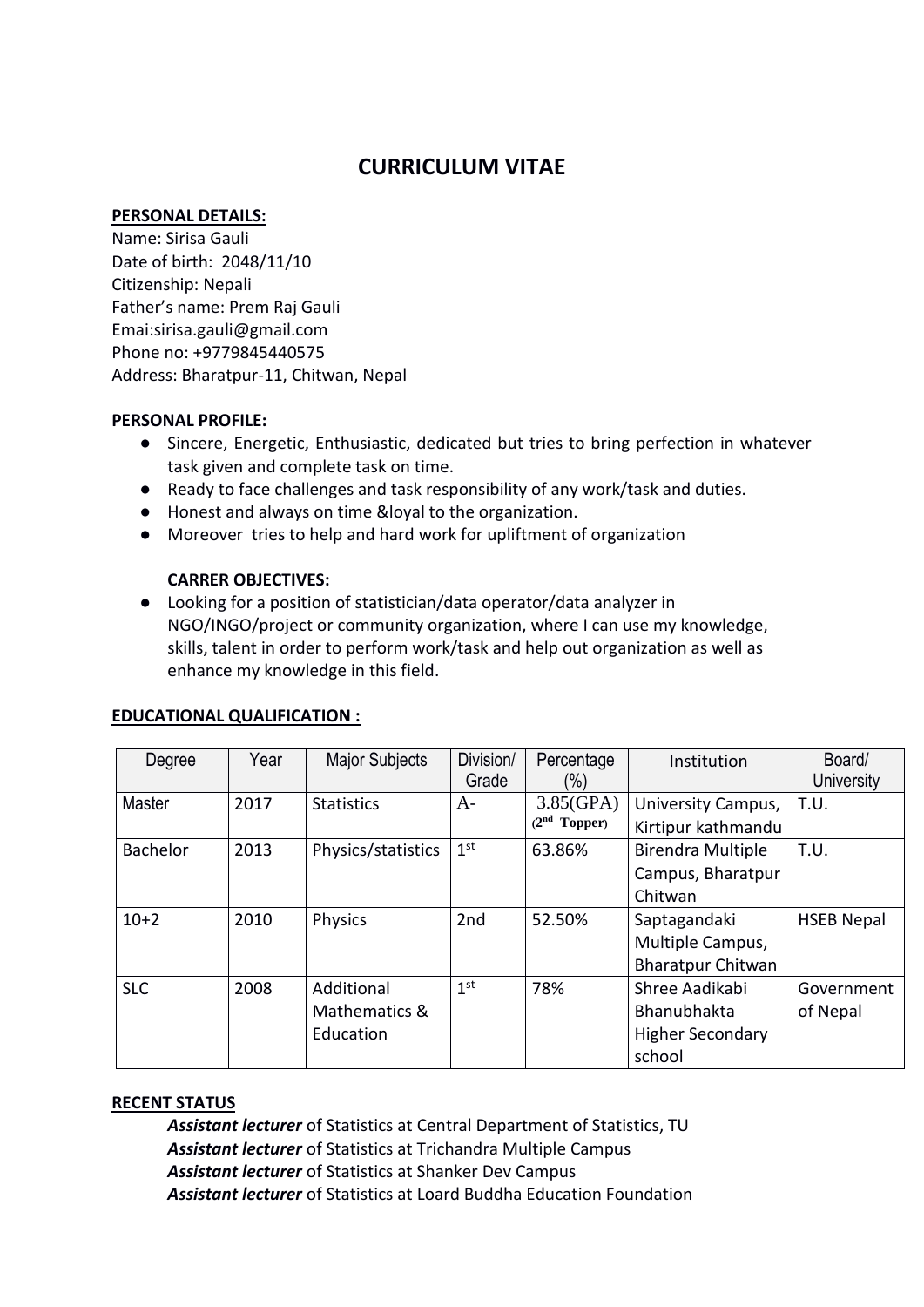# CURRICULUM VITAE

**PERSONAL DETAILS:**

Name: Sirisa Gauli
Date of birth: 2048/11/10
Citizenship: Nepali
Father's name: Prem Raj Gauli
Emai:sirisa.gauli@gmail.com
Phone no: +9779845440575
Address: Bharatpur-11, Chitwan, Nepal

**PERSONAL PROFILE:**

- Sincere, Energetic, Enthusiastic, dedicated but tries to bring perfection in whatever task given and complete task on time.
- Ready to face challenges and task responsibility of any work/task and duties.
- Honest and always on time &loyal to the organization.
- Moreover tries to help and hard work for upliftment of organization

**CARRER OBJECTIVES:**

- Looking for a position of statistician/data operator/data analyzer in NGO/INGO/project or community organization, where I can use my knowledge, skills, talent in order to perform work/task and help out organization as well as enhance my knowledge in this field.

**EDUCATIONAL QUALIFICATION :**

| Degree | Year | Major Subjects | Division/ Grade | Percentage (%) | Institution | Board/ University |
|---|---|---|---|---|---|---|
| Master | 2017 | Statistics | A- | 3.85(GPA) (2nd Topper) | University Campus, Kirtipur kathmandu | T.U. |
| Bachelor | 2013 | Physics/statistics | 1st | 63.86% | Birendra Multiple Campus, Bharatpur Chitwan | T.U. |
| 10+2 | 2010 | Physics | 2nd | 52.50% | Saptagandaki Multiple Campus, Bharatpur Chitwan | HSEB Nepal |
| SLC | 2008 | Additional Mathematics & Education | 1st | 78% | Shree Aadikabi Bhanubhakta Higher Secondary school | Government of Nepal |

**RECENT STATUS**

***Assistant lecturer*** of Statistics at Central Department of Statistics, TU
***Assistant lecturer*** of Statistics at Trichandra Multiple Campus
***Assistant lecturer*** of Statistics at Shanker Dev Campus
***Assistant lecturer*** of Statistics at Loard Buddha Education Foundation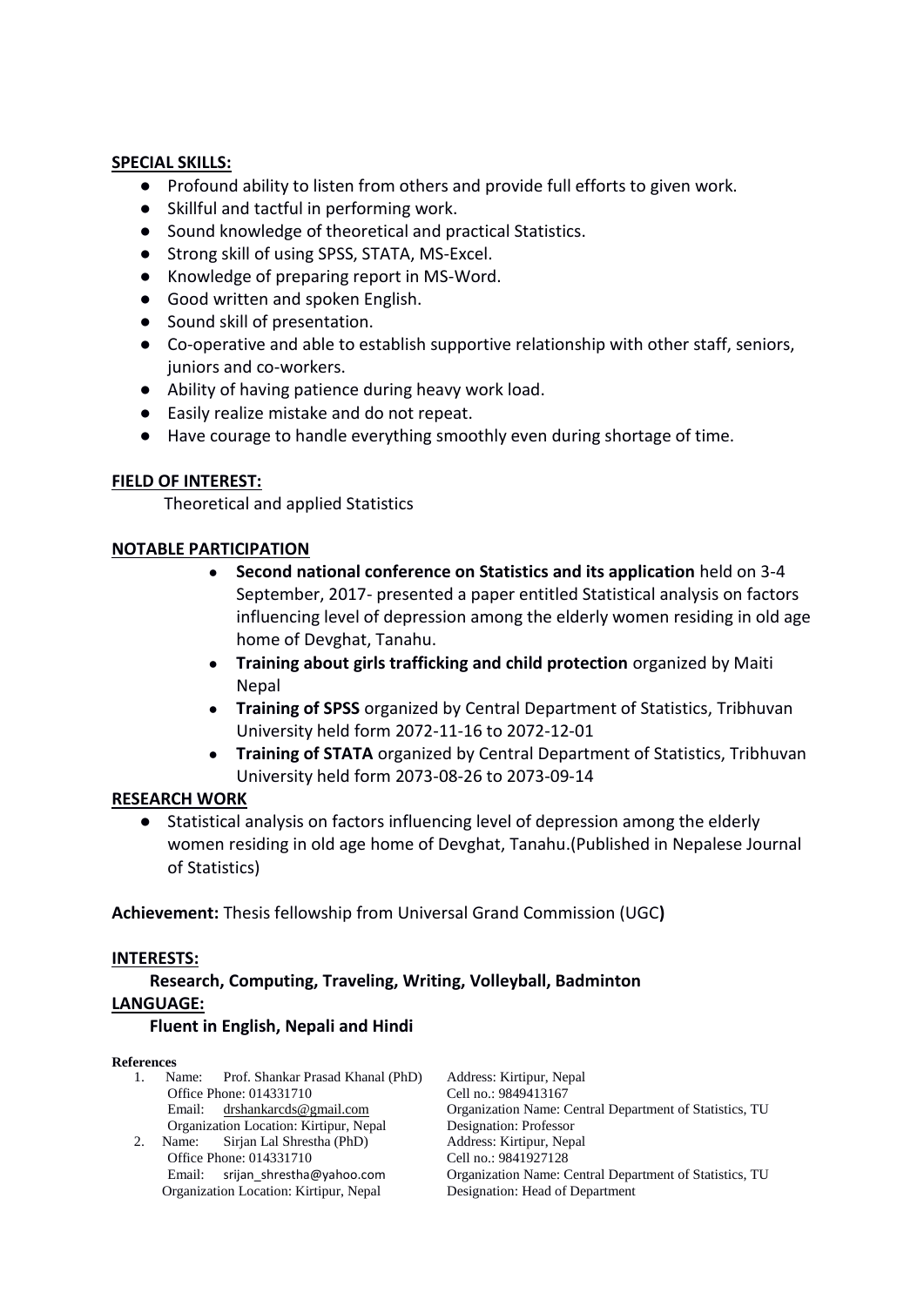**SPECIAL SKILLS:**

- Profound ability to listen from others and provide full efforts to given work.
- Skillful and tactful in performing work.
- Sound knowledge of theoretical and practical Statistics.
- Strong skill of using SPSS, STATA, MS-Excel.
- Knowledge of preparing report in MS-Word.
- Good written and spoken English.
- Sound skill of presentation.
- Co-operative and able to establish supportive relationship with other staff, seniors, juniors and co-workers.
- Ability of having patience during heavy work load.
- Easily realize mistake and do not repeat.
- Have courage to handle everything smoothly even during shortage of time.

**FIELD OF INTEREST:**

Theoretical and applied Statistics

**NOTABLE PARTICIPATION**

- **Second national conference on Statistics and its application** held on 3-4 September, 2017- presented a paper entitled Statistical analysis on factors influencing level of depression among the elderly women residing in old age home of Devghat, Tanahu.
- **Training about girls trafficking and child protection** organized by Maiti Nepal
- **Training of SPSS** organized by Central Department of Statistics, Tribhuvan University held form 2072-11-16 to 2072-12-01
- **Training of STATA** organized by Central Department of Statistics, Tribhuvan University held form 2073-08-26 to 2073-09-14

**RESEARCH WORK**

- Statistical analysis on factors influencing level of depression among the elderly women residing in old age home of Devghat, Tanahu.(Published in Nepalese Journal of Statistics)

**Achievement:** Thesis fellowship from Universal Grand Commission (UGC**)**

**INTERESTS:**

**Research, Computing, Traveling, Writing, Volleyball, Badminton**

**LANGUAGE:**

**Fluent in English, Nepali and Hindi**

**References**

1. Name: Prof. Shankar Prasad Khanal (PhD)
   Office Phone: 014331710
   Email: drshankarcds@gmail.com
   Organization Location: Kirtipur, Nepal
   Address: Kirtipur, Nepal
   Cell no.: 9849413167
   Organization Name: Central Department of Statistics, TU
   Designation: Professor
2. Name: Sirjan Lal Shrestha (PhD)
   Office Phone: 014331710
   Email: srijan_shrestha@yahoo.com
   Organization Location: Kirtipur, Nepal
   Address: Kirtipur, Nepal
   Cell no.: 9841927128
   Organization Name: Central Department of Statistics, TU
   Designation: Head of Department